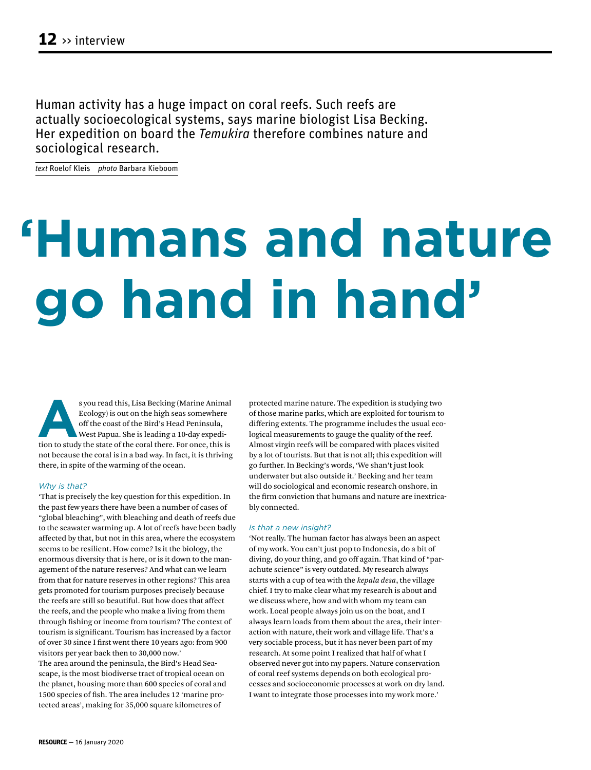Human activity has a huge impact on coral reefs. Such reefs are actually socioecological systems, says marine biologist Lisa Becking. Her expedition on board the *Temukira* therefore combines nature and sociological research.

*text* Roelof Kleis *photo* Barbara Kieboom

# 'Humans and nature go hand in hand'

As you read this, Lisa Becking (Marine Animal Ecology) is out on the high seas somewhere off the coast of the Bird's Head Peninsula, West Papua. She is leading a 10-day expedition to study the state of the coral there. For once, this is not because the coral is in a bad way. In fact, it is thriving there, in spite of the warming of the ocean.

*Why is that?*

'That is precisely the key question for this expedition. In the past few years there have been a number of cases of "global bleaching", with bleaching and death of reefs due to the seawater warming up. A lot of reefs have been badly affected by that, but not in this area, where the ecosystem seems to be resilient. How come? Is it the biology, the enormous diversity that is here, or is it down to the management of the nature reserves? And what can we learn from that for nature reserves in other regions? This area gets promoted for tourism purposes precisely because the reefs are still so beautiful. But how does that affect the reefs, and the people who make a living from them through fishing or income from tourism? The context of tourism is significant. Tourism has increased by a factor of over 30 since I first went there 10 years ago: from 900 visitors per year back then to 30,000 now.'

The area around the peninsula, the Bird's Head Seascape, is the most biodiverse tract of tropical ocean on the planet, housing more than 600 species of coral and 1500 species of fish. The area includes 12 'marine protected areas', making for 35,000 square kilometres of protected marine nature. The expedition is studying two of those marine parks, which are exploited for tourism to differing extents. The programme includes the usual ecological measurements to gauge the quality of the reef. Almost virgin reefs will be compared with places visited by a lot of tourists. But that is not all; this expedition will go further. In Becking's words, 'We shan't just look underwater but also outside it.' Becking and her team will do sociological and economic research onshore, in the firm conviction that humans and nature are inextricably connected.

*Is that a new insight?*

'Not really. The human factor has always been an aspect of my work. You can't just pop to Indonesia, do a bit of diving, do your thing, and go off again. That kind of "parachute science" is very outdated. My research always starts with a cup of tea with the *kepala desa*, the village chief. I try to make clear what my research is about and we discuss where, how and with whom my team can work. Local people always join us on the boat, and I always learn loads from them about the area, their interaction with nature, their work and village life. That's a very sociable process, but it has never been part of my research. At some point I realized that half of what I observed never got into my papers. Nature conservation of coral reef systems depends on both ecological processes and socioeconomic processes at work on dry land. I want to integrate those processes into my work more.'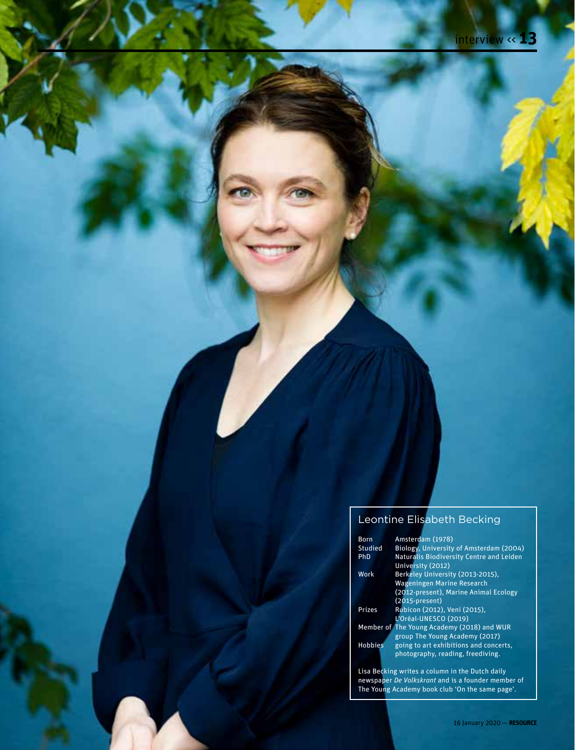## Leontine Elisabeth Becking

| | |
|---|---|
| Born | Amsterdam (1978) |
| Studied | Biology, University of Amsterdam (2004) |
| PhD | Naturalis Biodiversity Centre and Leiden University (2012) |
| Work | Berkeley University (2013-2015), Wageningen Marine Research (2012-present), Marine Animal Ecology (2015-present) |
| Prizes | Rubicon (2012), Veni (2015), L'Oréal-UNESCO (2019) |
| Member of | The Young Academy (2018) and WUR group The Young Academy (2017) |
| Hobbies | going to art exhibitions and concerts, photography, reading, freediving. |

Lisa Becking writes a column in the Dutch daily newspaper *De Volkskrant* and is a founder member of The Young Academy book club 'On the same page'.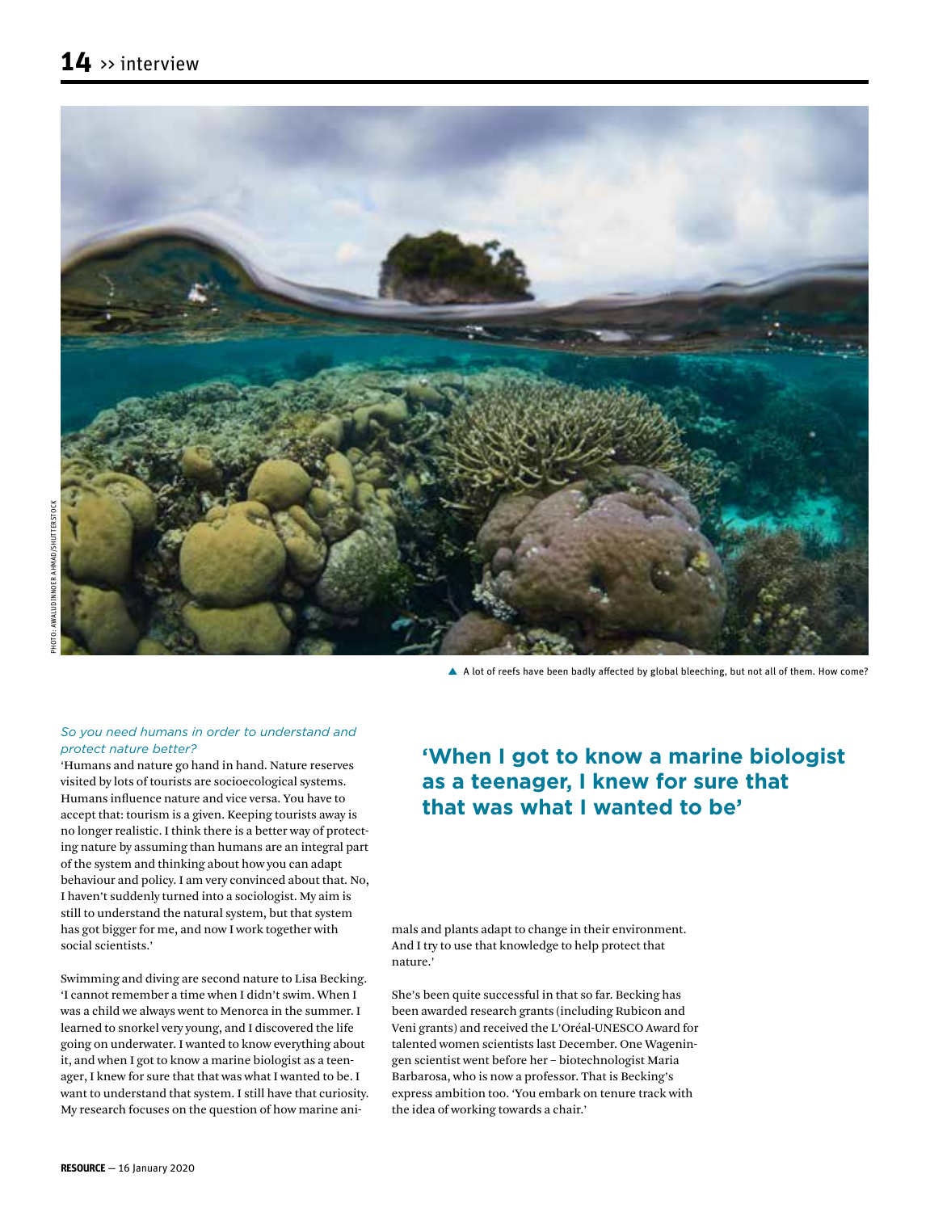A lot of reefs have been badly affected by global bleeching, but not all of them. How come?

PHOTO: AWALUDINNOER AHMAD/SHUTTERSTOCK

*So you need humans in order to understand and protect nature better?*

'Humans and nature go hand in hand. Nature reserves visited by lots of tourists are socioecological systems. Humans influence nature and vice versa. You have to accept that: tourism is a given. Keeping tourists away is no longer realistic. I think there is a better way of protecting nature by assuming than humans are an integral part of the system and thinking about how you can adapt behaviour and policy. I am very convinced about that. No, I haven't suddenly turned into a sociologist. My aim is still to understand the natural system, but that system has got bigger for me, and now I work together with social scientists.'

Swimming and diving are second nature to Lisa Becking. 'I cannot remember a time when I didn't swim. When I was a child we always went to Menorca in the summer. I learned to snorkel very young, and I discovered the life going on underwater. I wanted to know everything about it, and when I got to know a marine biologist as a teenager, I knew for sure that that was what I wanted to be. I want to understand that system. I still have that curiosity. My research focuses on the question of how marine animals and plants adapt to change in their environment. And I try to use that knowledge to help protect that nature.'

## 'When I got to know a marine biologist as a teenager, I knew for sure that that was what I wanted to be'

She's been quite successful in that so far. Becking has been awarded research grants (including Rubicon and Veni grants) and received the L'Oréal-UNESCO Award for talented women scientists last December. One Wageningen scientist went before her – biotechnologist Maria Barbarosa, who is now a professor. That is Becking's express ambition too. 'You embark on tenure track with the idea of working towards a chair.'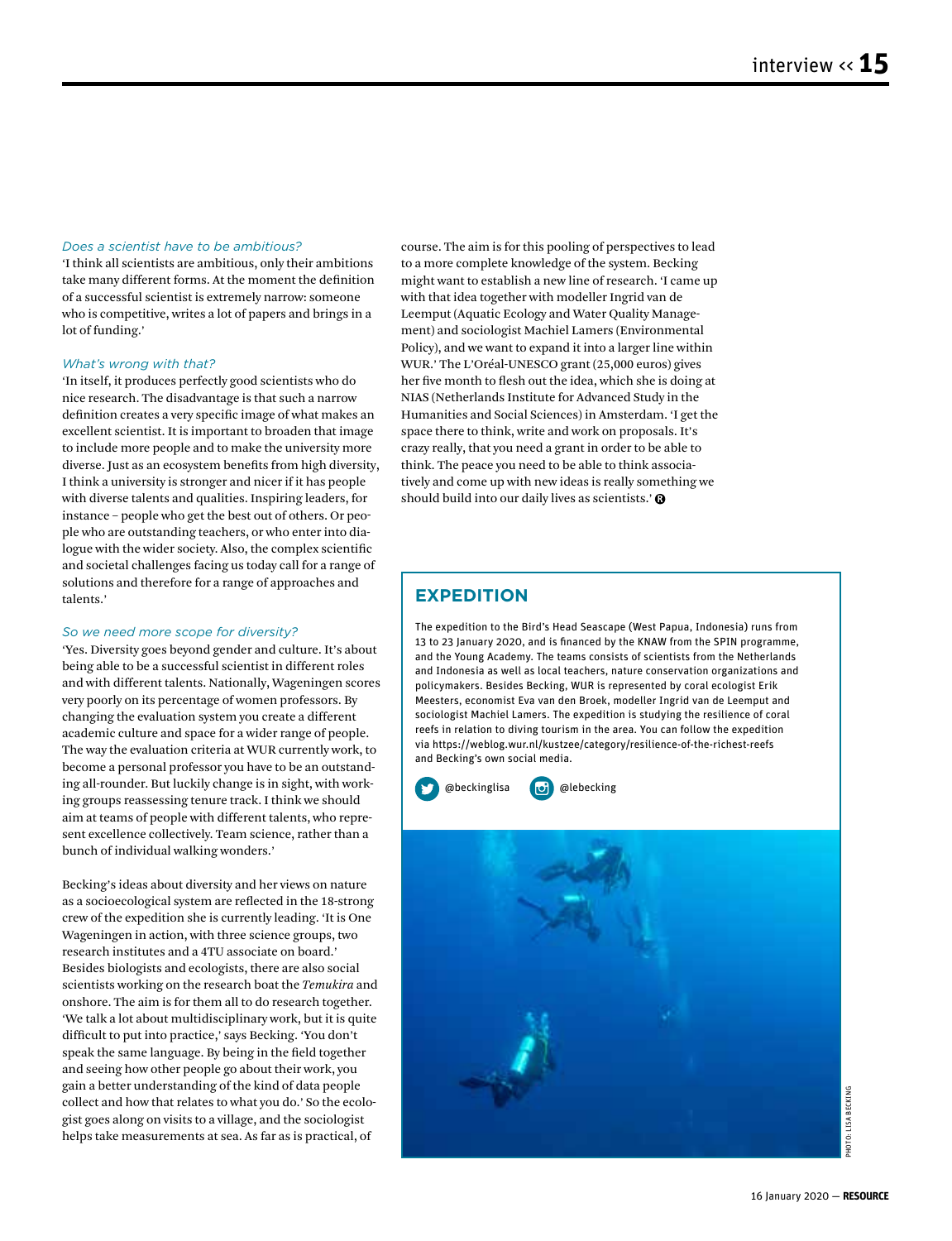*Does a scientist have to be ambitious?*
'I think all scientists are ambitious, only their ambitions take many different forms. At the moment the definition of a successful scientist is extremely narrow: someone who is competitive, writes a lot of papers and brings in a lot of funding.'

*What's wrong with that?*
'In itself, it produces perfectly good scientists who do nice research. The disadvantage is that such a narrow definition creates a very specific image of what makes an excellent scientist. It is important to broaden that image to include more people and to make the university more diverse. Just as an ecosystem benefits from high diversity, I think a university is stronger and nicer if it has people with diverse talents and qualities. Inspiring leaders, for instance – people who get the best out of others. Or people who are outstanding teachers, or who enter into dialogue with the wider society. Also, the complex scientific and societal challenges facing us today call for a range of solutions and therefore for a range of approaches and talents.'

*So we need more scope for diversity?*
'Yes. Diversity goes beyond gender and culture. It's about being able to be a successful scientist in different roles and with different talents. Nationally, Wageningen scores very poorly on its percentage of women professors. By changing the evaluation system you create a different academic culture and space for a wider range of people. The way the evaluation criteria at WUR currently work, to become a personal professor you have to be an outstanding all-rounder. But luckily change is in sight, with working groups reassessing tenure track. I think we should aim at teams of people with different talents, who represent excellence collectively. Team science, rather than a bunch of individual walking wonders.'

Becking's ideas about diversity and her views on nature as a socioecological system are reflected in the 18-strong crew of the expedition she is currently leading. 'It is One Wageningen in action, with three science groups, two research institutes and a 4TU associate on board.' Besides biologists and ecologists, there are also social scientists working on the research boat the *Temukira* and onshore. The aim is for them all to do research together. 'We talk a lot about multidisciplinary work, but it is quite difficult to put into practice,' says Becking. 'You don't speak the same language. By being in the field together and seeing how other people go about their work, you gain a better understanding of the kind of data people collect and how that relates to what you do.' So the ecologist goes along on visits to a village, and the sociologist helps take measurements at sea. As far as is practical, of course. The aim is for this pooling of perspectives to lead to a more complete knowledge of the system. Becking might want to establish a new line of research. 'I came up with that idea together with modeller Ingrid van de Leemput (Aquatic Ecology and Water Quality Management) and sociologist Machiel Lamers (Environmental Policy), and we want to expand it into a larger line within WUR.' The L'Oréal-UNESCO grant (25,000 euros) gives her five month to flesh out the idea, which she is doing at NIAS (Netherlands Institute for Advanced Study in the Humanities and Social Sciences) in Amsterdam. 'I get the space there to think, write and work on proposals. It's crazy really, that you need a grant in order to be able to think. The peace you need to be able to think associatively and come up with new ideas is really something we should build into our daily lives as scientists.' ®

## EXPEDITION

The expedition to the Bird's Head Seascape (West Papua, Indonesia) runs from 13 to 23 January 2020, and is financed by the KNAW from the SPIN programme, and the Young Academy. The teams consists of scientists from the Netherlands and Indonesia as well as local teachers, nature conservation organizations and policymakers. Besides Becking, WUR is represented by coral ecologist Erik Meesters, economist Eva van den Broek, modeller Ingrid van de Leemput and sociologist Machiel Lamers. The expedition is studying the resilience of coral reefs in relation to diving tourism in the area. You can follow the expedition via https://weblog.wur.nl/kustzee/category/resilience-of-the-richest-reefs and Becking's own social media.

@beckinglisa  @lebecking

PHOTO: LISA BECKING